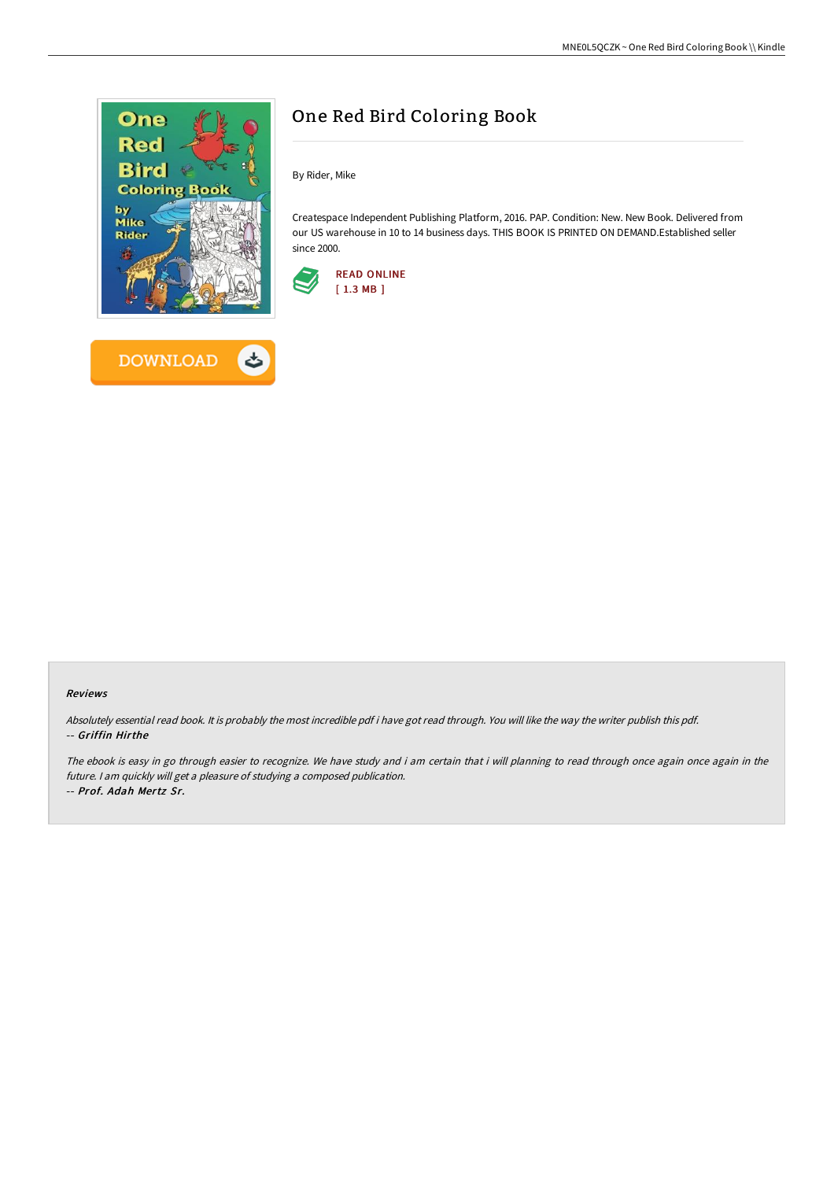# One Red Bird Coloring Book

By Rider, Mike

Createspace Independent Publishing Platform, 2016. PAP. Condition: New. New Book. Delivered from our US warehouse in 10 to 14 business days. THIS BOOK IS PRINTED ON DEMAND.Established seller since 2000.

READ ONLINE
[ 1.3 MB ]

DOWNLOAD

### Reviews

*Absolutely essential read book. It is probably the most incredible pdf i have got read through. You will like the way the writer publish this pdf.*
*-- **Griffin Hirthe***

*The ebook is easy in go through easier to recognize. We have study and i am certain that i will planning to read through once again once again in the future. I am quickly will get a pleasure of studying a composed publication.*
*-- **Prof. Adah Mertz Sr.***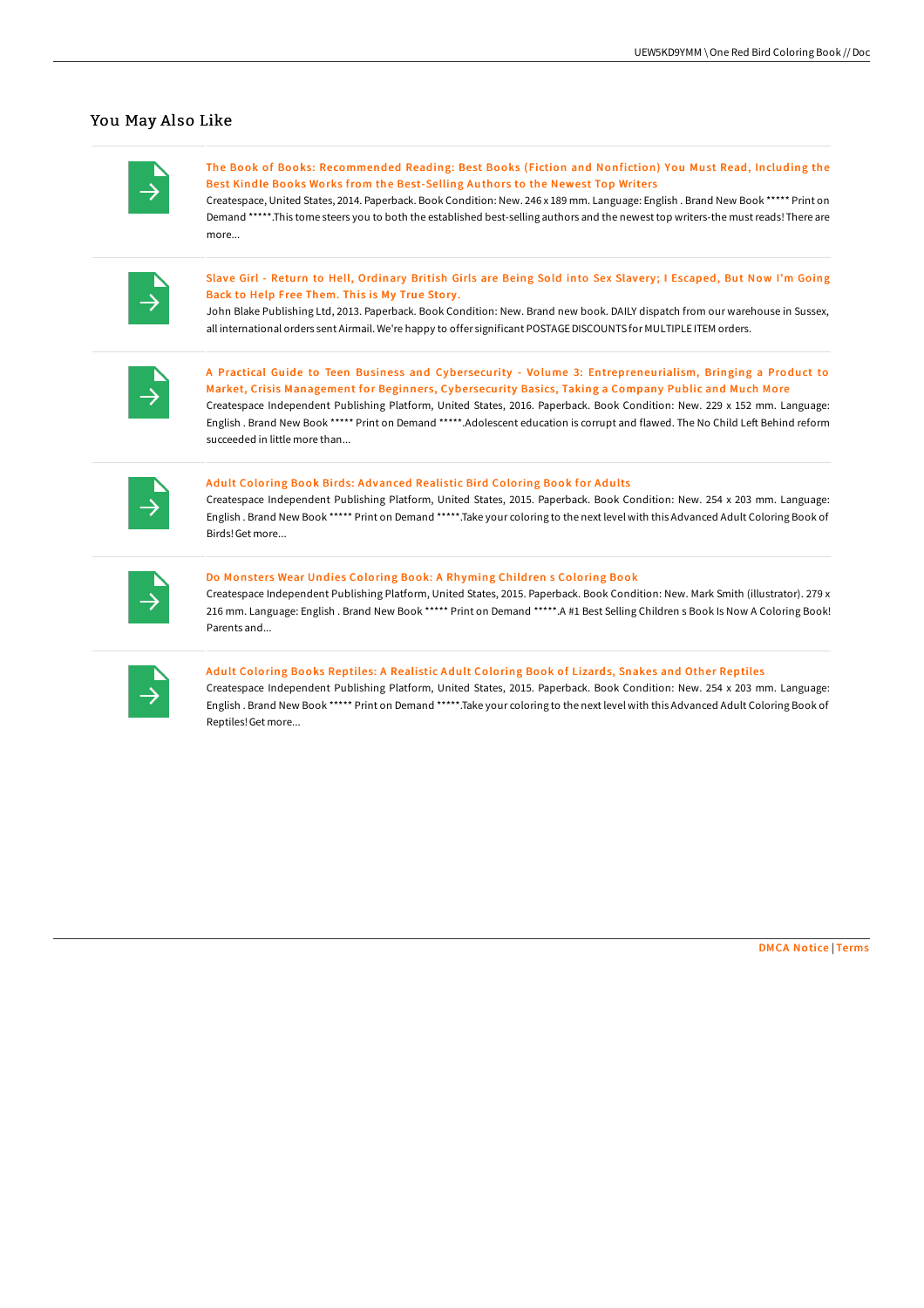## You May Also Like

**The Book of Books: Recommended Reading: Best Books (Fiction and Nonfiction) You Must Read, Including the Best Kindle Books Works from the Best-Selling Authors to the Newest Top Writers**

Createspace, United States, 2014. Paperback. Book Condition: New. 246 x 189 mm. Language: English . Brand New Book ***** Print on Demand *****.This tome steers you to both the established best-selling authors and the newest top writers-the must reads! There are more...

**Slave Girl - Return to Hell, Ordinary British Girls are Being Sold into Sex Slavery; I Escaped, But Now I'm Going Back to Help Free Them. This is My True Story.**

John Blake Publishing Ltd, 2013. Paperback. Book Condition: New. Brand new book. DAILY dispatch from our warehouse in Sussex, all international orders sent Airmail. We're happy to offer significant POSTAGE DISCOUNTS for MULTIPLE ITEM orders.

**A Practical Guide to Teen Business and Cybersecurity - Volume 3: Entrepreneurialism, Bringing a Product to Market, Crisis Management for Beginners, Cybersecurity Basics, Taking a Company Public and Much More**

Createspace Independent Publishing Platform, United States, 2016. Paperback. Book Condition: New. 229 x 152 mm. Language: English . Brand New Book ***** Print on Demand *****.Adolescent education is corrupt and flawed. The No Child Left Behind reform succeeded in little more than...

**Adult Coloring Book Birds: Advanced Realistic Bird Coloring Book for Adults**

Createspace Independent Publishing Platform, United States, 2015. Paperback. Book Condition: New. 254 x 203 mm. Language: English . Brand New Book ***** Print on Demand *****.Take your coloring to the next level with this Advanced Adult Coloring Book of Birds! Get more...

**Do Monsters Wear Undies Coloring Book: A Rhyming Children s Coloring Book**

Createspace Independent Publishing Platform, United States, 2015. Paperback. Book Condition: New. Mark Smith (illustrator). 279 x 216 mm. Language: English . Brand New Book ***** Print on Demand *****.A #1 Best Selling Children s Book Is Now A Coloring Book! Parents and...

**Adult Coloring Books Reptiles: A Realistic Adult Coloring Book of Lizards, Snakes and Other Reptiles**

Createspace Independent Publishing Platform, United States, 2015. Paperback. Book Condition: New. 254 x 203 mm. Language: English . Brand New Book ***** Print on Demand *****.Take your coloring to the next level with this Advanced Adult Coloring Book of Reptiles! Get more...